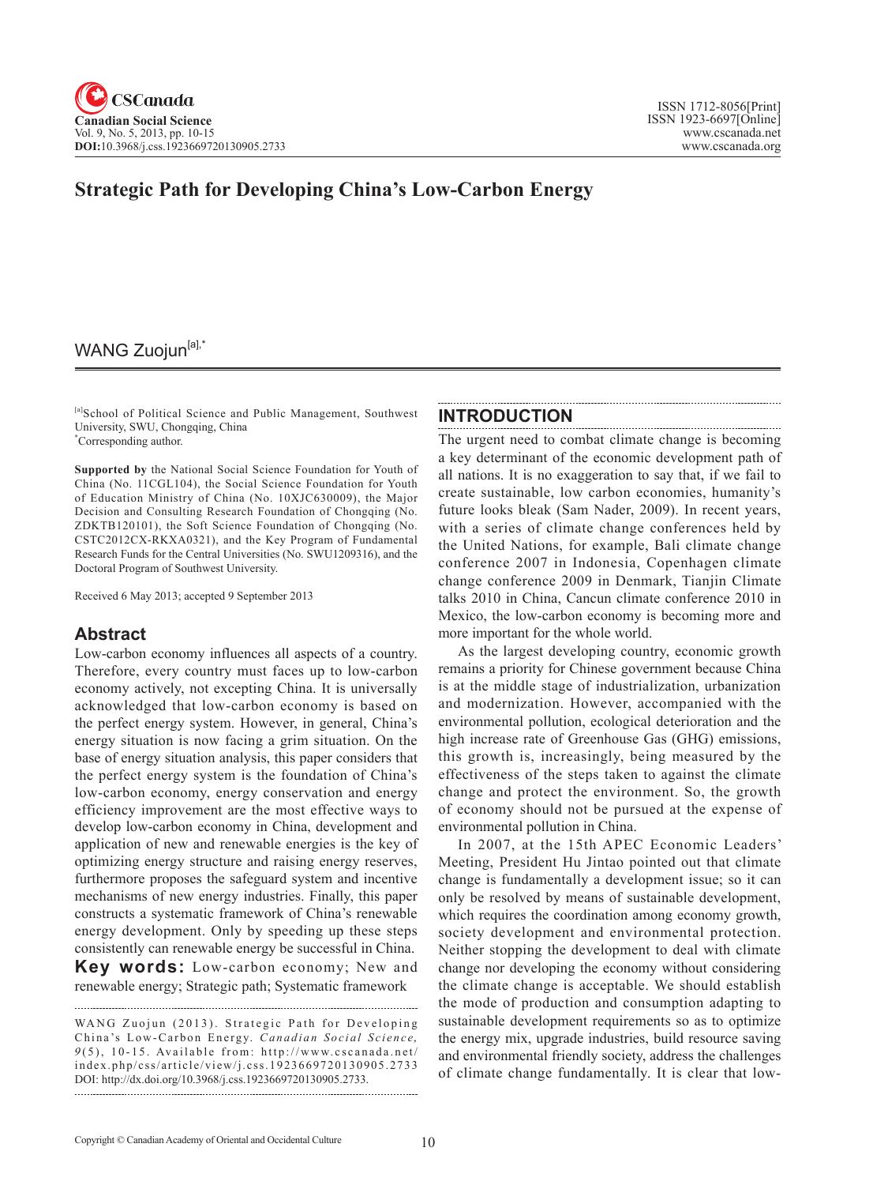# Strategic Path for Developing China's Low-Carbon Energy

WANG Zuojun[a],*

[a]School of Political Science and Public Management, Southwest University, SWU, Chongqing, China
*Corresponding author.

**Supported by** the National Social Science Foundation for Youth of China (No. 11CGL104), the Social Science Foundation for Youth of Education Ministry of China (No. 10XJC630009), the Major Decision and Consulting Research Foundation of Chongqing (No. ZDKTB120101), the Soft Science Foundation of Chongqing (No. CSTC2012CX-RKXA0321), and the Key Program of Fundamental Research Funds for the Central Universities (No. SWU1209316), and the Doctoral Program of Southwest University.

Received 6 May 2013; accepted 9 September 2013

## Abstract

Low-carbon economy influences all aspects of a country. Therefore, every country must faces up to low-carbon economy actively, not excepting China. It is universally acknowledged that low-carbon economy is based on the perfect energy system. However, in general, China's energy situation is now facing a grim situation. On the base of energy situation analysis, this paper considers that the perfect energy system is the foundation of China's low-carbon economy, energy conservation and energy efficiency improvement are the most effective ways to develop low-carbon economy in China, development and application of new and renewable energies is the key of optimizing energy structure and raising energy reserves, furthermore proposes the safeguard system and incentive mechanisms of new energy industries. Finally, this paper constructs a systematic framework of China's renewable energy development. Only by speeding up these steps consistently can renewable energy be successful in China.

**Key words:** Low-carbon economy; New and renewable energy; Strategic path; Systematic framework

WANG Zuojun (2013). Strategic Path for Developing China's Low-Carbon Energy. *Canadian Social Science*, *9*(5), 10-15. Available from: http://www.cscanada.net/index.php/css/article/view/j.css.1923669720130905.2733 DOI: http://dx.doi.org/10.3968/j.css.1923669720130905.2733.

## INTRODUCTION

The urgent need to combat climate change is becoming a key determinant of the economic development path of all nations. It is no exaggeration to say that, if we fail to create sustainable, low carbon economies, humanity's future looks bleak (Sam Nader, 2009). In recent years, with a series of climate change conferences held by the United Nations, for example, Bali climate change conference 2007 in Indonesia, Copenhagen climate change conference 2009 in Denmark, Tianjin Climate talks 2010 in China, Cancun climate conference 2010 in Mexico, the low-carbon economy is becoming more and more important for the whole world.

As the largest developing country, economic growth remains a priority for Chinese government because China is at the middle stage of industrialization, urbanization and modernization. However, accompanied with the environmental pollution, ecological deterioration and the high increase rate of Greenhouse Gas (GHG) emissions, this growth is, increasingly, being measured by the effectiveness of the steps taken to against the climate change and protect the environment. So, the growth of economy should not be pursued at the expense of environmental pollution in China.

In 2007, at the 15th APEC Economic Leaders' Meeting, President Hu Jintao pointed out that climate change is fundamentally a development issue; so it can only be resolved by means of sustainable development, which requires the coordination among economy growth, society development and environmental protection. Neither stopping the development to deal with climate change nor developing the economy without considering the climate change is acceptable. We should establish the mode of production and consumption adapting to sustainable development requirements so as to optimize the energy mix, upgrade industries, build resource saving and environmental friendly society, address the challenges of climate change fundamentally. It is clear that low-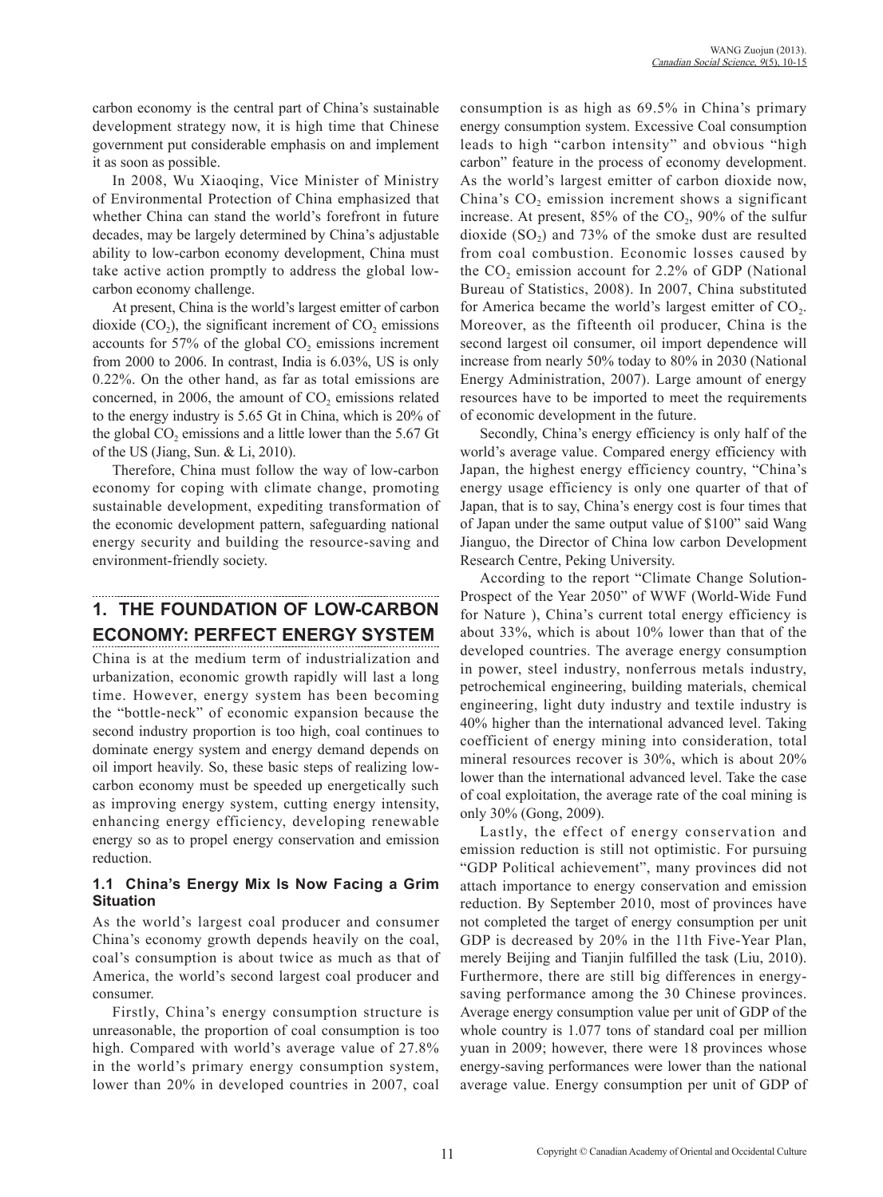carbon economy is the central part of China's sustainable development strategy now, it is high time that Chinese government put considerable emphasis on and implement it as soon as possible.

In 2008, Wu Xiaoqing, Vice Minister of Ministry of Environmental Protection of China emphasized that whether China can stand the world's forefront in future decades, may be largely determined by China's adjustable ability to low-carbon economy development, China must take active action promptly to address the global low-carbon economy challenge.

At present, China is the world's largest emitter of carbon dioxide ($CO_2$), the significant increment of $CO_2$ emissions accounts for 57% of the global $CO_2$ emissions increment from 2000 to 2006. In contrast, India is 6.03%, US is only 0.22%. On the other hand, as far as total emissions are concerned, in 2006, the amount of $CO_2$ emissions related to the energy industry is 5.65 Gt in China, which is 20% of the global $CO_2$ emissions and a little lower than the 5.67 Gt of the US (Jiang, Sun. & Li, 2010).

Therefore, China must follow the way of low-carbon economy for coping with climate change, promoting sustainable development, expediting transformation of the economic development pattern, safeguarding national energy security and building the resource-saving and environment-friendly society.

## 1. THE FOUNDATION OF LOW-CARBON ECONOMY: PERFECT ENERGY SYSTEM

China is at the medium term of industrialization and urbanization, economic growth rapidly will last a long time. However, energy system has been becoming the "bottle-neck" of economic expansion because the second industry proportion is too high, coal continues to dominate energy system and energy demand depends on oil import heavily. So, these basic steps of realizing low-carbon economy must be speeded up energetically such as improving energy system, cutting energy intensity, enhancing energy efficiency, developing renewable energy so as to propel energy conservation and emission reduction.

### 1.1 China's Energy Mix Is Now Facing a Grim Situation

As the world's largest coal producer and consumer China's economy growth depends heavily on the coal, coal's consumption is about twice as much as that of America, the world's second largest coal producer and consumer.

Firstly, China's energy consumption structure is unreasonable, the proportion of coal consumption is too high. Compared with world's average value of 27.8% in the world's primary energy consumption system, lower than 20% in developed countries in 2007, coal consumption is as high as 69.5% in China's primary energy consumption system. Excessive Coal consumption leads to high "carbon intensity" and obvious "high carbon" feature in the process of economy development. As the world's largest emitter of carbon dioxide now, China's $CO_2$ emission increment shows a significant increase. At present, 85% of the $CO_2$, 90% of the sulfur dioxide ($SO_2$) and 73% of the smoke dust are resulted from coal combustion. Economic losses caused by the $CO_2$ emission account for 2.2% of GDP (National Bureau of Statistics, 2008). In 2007, China substituted for America became the world's largest emitter of $CO_2$. Moreover, as the fifteenth oil producer, China is the second largest oil consumer, oil import dependence will increase from nearly 50% today to 80% in 2030 (National Energy Administration, 2007). Large amount of energy resources have to be imported to meet the requirements of economic development in the future.

Secondly, China's energy efficiency is only half of the world's average value. Compared energy efficiency with Japan, the highest energy efficiency country, "China's energy usage efficiency is only one quarter of that of Japan, that is to say, China's energy cost is four times that of Japan under the same output value of $100" said Wang Jianguo, the Director of China low carbon Development Research Centre, Peking University.

According to the report "Climate Change Solution-Prospect of the Year 2050" of WWF (World-Wide Fund for Nature ), China's current total energy efficiency is about 33%, which is about 10% lower than that of the developed countries. The average energy consumption in power, steel industry, nonferrous metals industry, petrochemical engineering, building materials, chemical engineering, light duty industry and textile industry is 40% higher than the international advanced level. Taking coefficient of energy mining into consideration, total mineral resources recover is 30%, which is about 20% lower than the international advanced level. Take the case of coal exploitation, the average rate of the coal mining is only 30% (Gong, 2009).

Lastly, the effect of energy conservation and emission reduction is still not optimistic. For pursuing "GDP Political achievement", many provinces did not attach importance to energy conservation and emission reduction. By September 2010, most of provinces have not completed the target of energy consumption per unit GDP is decreased by 20% in the 11th Five-Year Plan, merely Beijing and Tianjin fulfilled the task (Liu, 2010). Furthermore, there are still big differences in energy-saving performance among the 30 Chinese provinces. Average energy consumption value per unit of GDP of the whole country is 1.077 tons of standard coal per million yuan in 2009; however, there were 18 provinces whose energy-saving performances were lower than the national average value. Energy consumption per unit of GDP of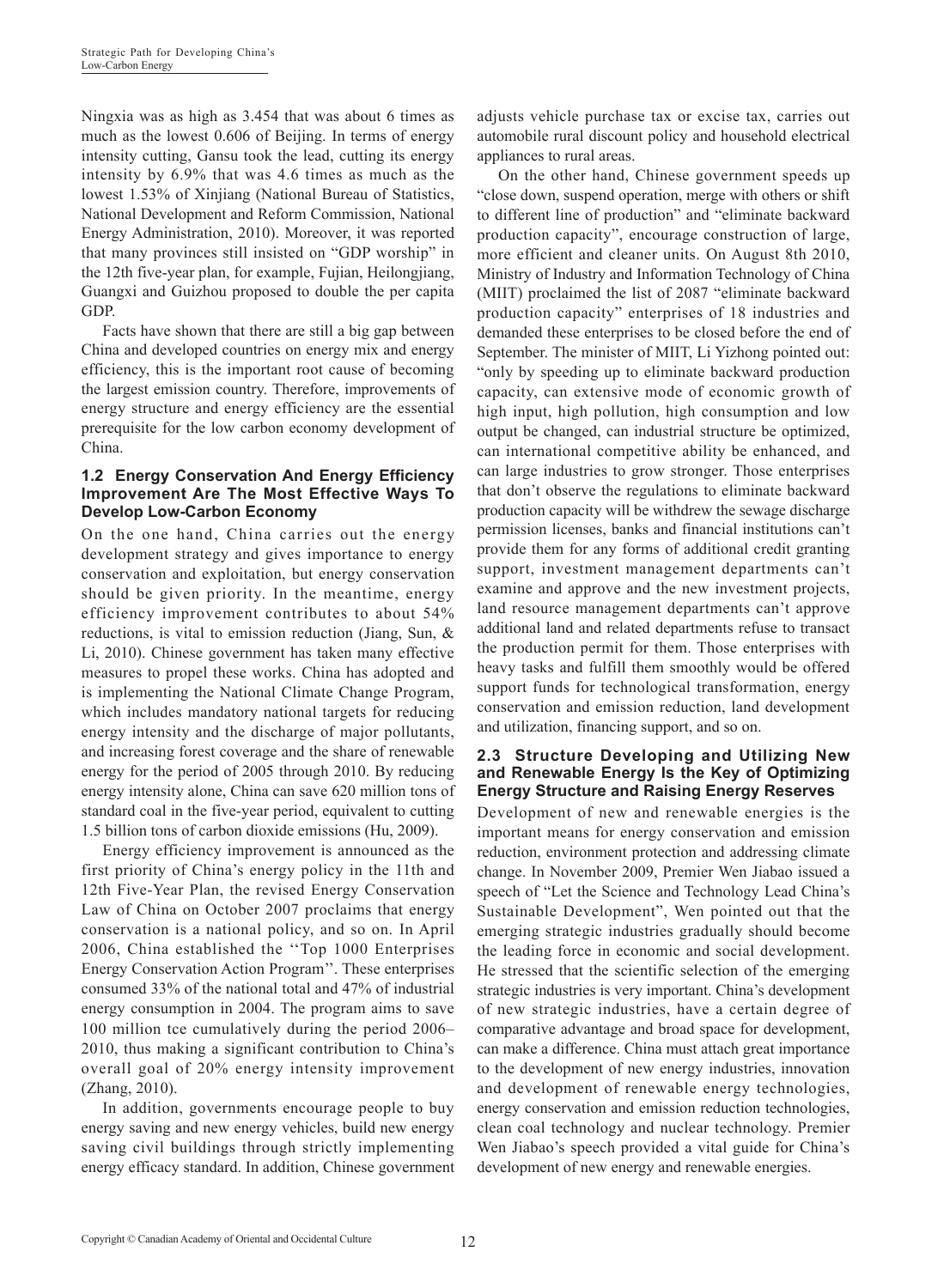Ningxia was as high as 3.454 that was about 6 times as much as the lowest 0.606 of Beijing. In terms of energy intensity cutting, Gansu took the lead, cutting its energy intensity by 6.9% that was 4.6 times as much as the lowest 1.53% of Xinjiang (National Bureau of Statistics, National Development and Reform Commission, National Energy Administration, 2010). Moreover, it was reported that many provinces still insisted on "GDP worship" in the 12th five-year plan, for example, Fujian, Heilongjiang, Guangxi and Guizhou proposed to double the per capita GDP.

Facts have shown that there are still a big gap between China and developed countries on energy mix and energy efficiency, this is the important root cause of becoming the largest emission country. Therefore, improvements of energy structure and energy efficiency are the essential prerequisite for the low carbon economy development of China.

### 1.2 Energy Conservation And Energy Efficiency Improvement Are The Most Effective Ways To Develop Low-Carbon Economy

On the one hand, China carries out the energy development strategy and gives importance to energy conservation and exploitation, but energy conservation should be given priority. In the meantime, energy efficiency improvement contributes to about 54% reductions, is vital to emission reduction (Jiang, Sun, & Li, 2010). Chinese government has taken many effective measures to propel these works. China has adopted and is implementing the National Climate Change Program, which includes mandatory national targets for reducing energy intensity and the discharge of major pollutants, and increasing forest coverage and the share of renewable energy for the period of 2005 through 2010. By reducing energy intensity alone, China can save 620 million tons of standard coal in the five-year period, equivalent to cutting 1.5 billion tons of carbon dioxide emissions (Hu, 2009).

Energy efficiency improvement is announced as the first priority of China's energy policy in the 11th and 12th Five-Year Plan, the revised Energy Conservation Law of China on October 2007 proclaims that energy conservation is a national policy, and so on. In April 2006, China established the ''Top 1000 Enterprises Energy Conservation Action Program''. These enterprises consumed 33% of the national total and 47% of industrial energy consumption in 2004. The program aims to save 100 million tce cumulatively during the period 2006–2010, thus making a significant contribution to China's overall goal of 20% energy intensity improvement (Zhang, 2010).

In addition, governments encourage people to buy energy saving and new energy vehicles, build new energy saving civil buildings through strictly implementing energy efficacy standard. In addition, Chinese government adjusts vehicle purchase tax or excise tax, carries out automobile rural discount policy and household electrical appliances to rural areas.

On the other hand, Chinese government speeds up "close down, suspend operation, merge with others or shift to different line of production" and "eliminate backward production capacity", encourage construction of large, more efficient and cleaner units. On August 8th 2010, Ministry of Industry and Information Technology of China (MIIT) proclaimed the list of 2087 "eliminate backward production capacity" enterprises of 18 industries and demanded these enterprises to be closed before the end of September. The minister of MIIT, Li Yizhong pointed out: "only by speeding up to eliminate backward production capacity, can extensive mode of economic growth of high input, high pollution, high consumption and low output be changed, can industrial structure be optimized, can international competitive ability be enhanced, and can large industries to grow stronger. Those enterprises that don't observe the regulations to eliminate backward production capacity will be withdrew the sewage discharge permission licenses, banks and financial institutions can't provide them for any forms of additional credit granting support, investment management departments can't examine and approve and the new investment projects, land resource management departments can't approve additional land and related departments refuse to transact the production permit for them. Those enterprises with heavy tasks and fulfill them smoothly would be offered support funds for technological transformation, energy conservation and emission reduction, land development and utilization, financing support, and so on.

### 2.3 Structure Developing and Utilizing New and Renewable Energy Is the Key of Optimizing Energy Structure and Raising Energy Reserves

Development of new and renewable energies is the important means for energy conservation and emission reduction, environment protection and addressing climate change. In November 2009, Premier Wen Jiabao issued a speech of "Let the Science and Technology Lead China's Sustainable Development", Wen pointed out that the emerging strategic industries gradually should become the leading force in economic and social development. He stressed that the scientific selection of the emerging strategic industries is very important. China's development of new strategic industries, have a certain degree of comparative advantage and broad space for development, can make a difference. China must attach great importance to the development of new energy industries, innovation and development of renewable energy technologies, energy conservation and emission reduction technologies, clean coal technology and nuclear technology. Premier Wen Jiabao's speech provided a vital guide for China's development of new energy and renewable energies.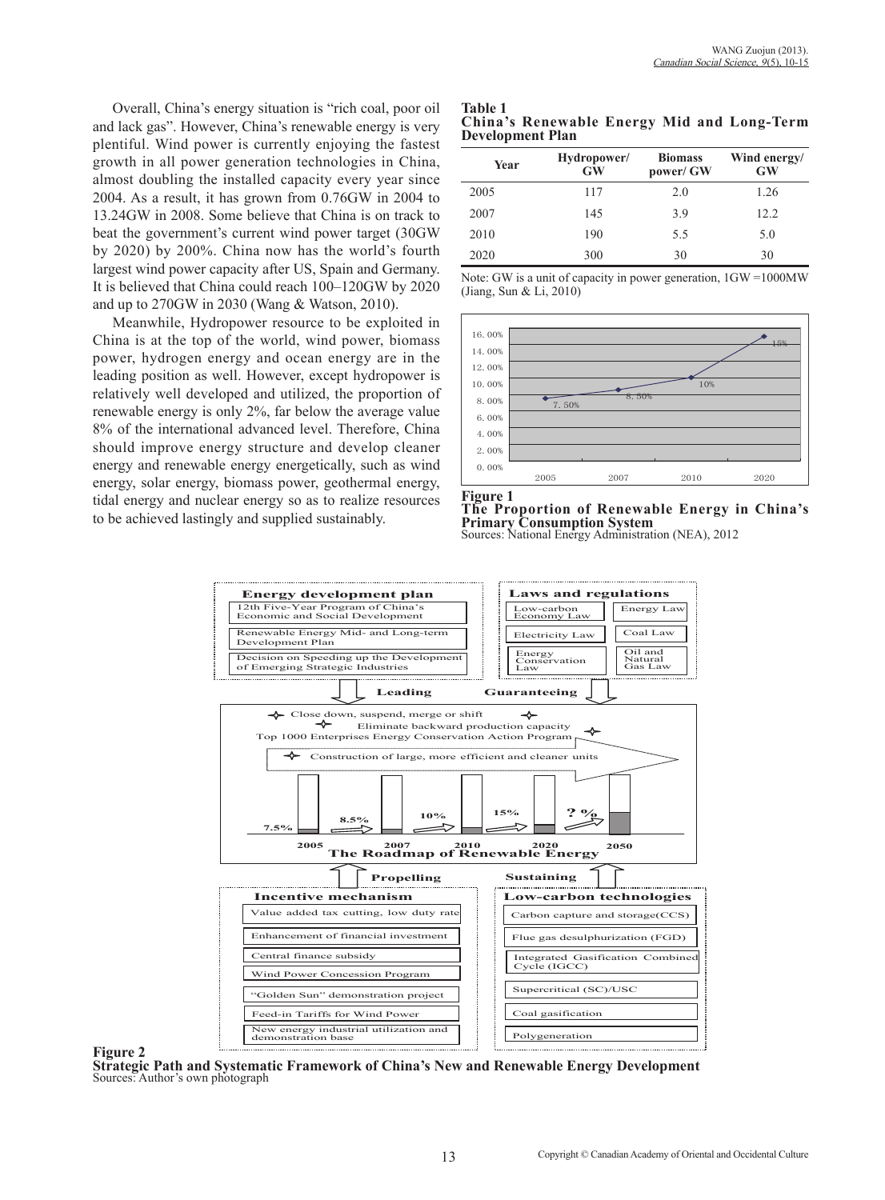Overall, China's energy situation is "rich coal, poor oil and lack gas". However, China's renewable energy is very plentiful. Wind power is currently enjoying the fastest growth in all power generation technologies in China, almost doubling the installed capacity every year since 2004. As a result, it has grown from 0.76GW in 2004 to 13.24GW in 2008. Some believe that China is on track to beat the government's current wind power target (30GW by 2020) by 200%. China now has the world's fourth largest wind power capacity after US, Spain and Germany. It is believed that China could reach 100–120GW by 2020 and up to 270GW in 2030 (Wang & Watson, 2010).

Meanwhile, Hydropower resource to be exploited in China is at the top of the world, wind power, biomass power, hydrogen energy and ocean energy are in the leading position as well. However, except hydropower is relatively well developed and utilized, the proportion of renewable energy is only 2%, far below the average value 8% of the international advanced level. Therefore, China should improve energy structure and develop cleaner energy and renewable energy energetically, such as wind energy, solar energy, biomass power, geothermal energy, tidal energy and nuclear energy so as to realize resources to be achieved lastingly and supplied sustainably.

**Table 1**
**China's Renewable Energy Mid and Long-Term Development Plan**

| Year | Hydropower/ GW | Biomass power/ GW | Wind energy/ GW |
|---|---|---|---|
| 2005 | 117 | 2.0 | 1.26 |
| 2007 | 145 | 3.9 | 12.2 |
| 2010 | 190 | 5.5 | 5.0 |
| 2020 | 300 | 30 | 30 |

Note: GW is a unit of capacity in power generation, 1GW =1000MW (Jiang, Sun & Li, 2010)

**Figure 1**
**The Proportion of Renewable Energy in China's Primary Consumption System**
Sources: National Energy Administration (NEA), 2012

**Figure 2**
**Strategic Path and Systematic Framework of China's New and Renewable Energy Development**
Sources: Author's own photograph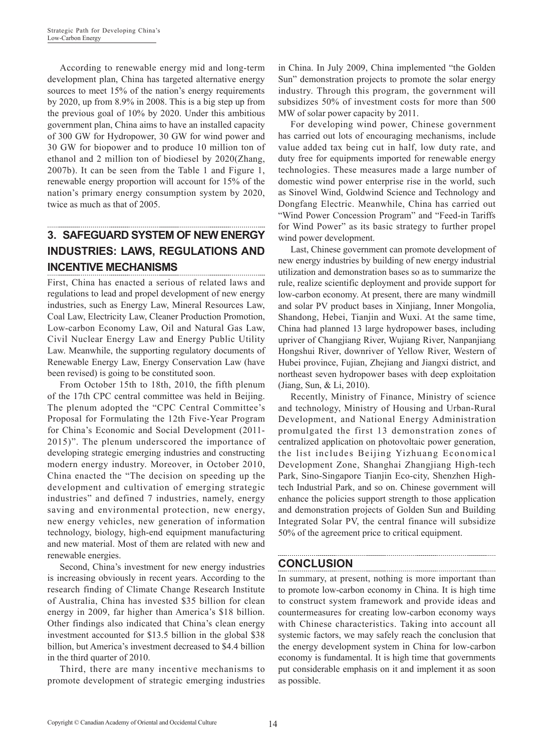According to renewable energy mid and long-term development plan, China has targeted alternative energy sources to meet 15% of the nation's energy requirements by 2020, up from 8.9% in 2008. This is a big step up from the previous goal of 10% by 2020. Under this ambitious government plan, China aims to have an installed capacity of 300 GW for Hydropower, 30 GW for wind power and 30 GW for biopower and to produce 10 million ton of ethanol and 2 million ton of biodiesel by 2020(Zhang, 2007b). It can be seen from the Table 1 and Figure 1, renewable energy proportion will account for 15% of the nation's primary energy consumption system by 2020, twice as much as that of 2005.

## 3. SAFEGUARD SYSTEM OF NEW ENERGY INDUSTRIES: LAWS, REGULATIONS AND INCENTIVE MECHANISMS

First, China has enacted a serious of related laws and regulations to lead and propel development of new energy industries, such as Energy Law, Mineral Resources Law, Coal Law, Electricity Law, Cleaner Production Promotion, Low-carbon Economy Law, Oil and Natural Gas Law, Civil Nuclear Energy Law and Energy Public Utility Law. Meanwhile, the supporting regulatory documents of Renewable Energy Law, Energy Conservation Law (have been revised) is going to be constituted soon.

From October 15th to 18th, 2010, the fifth plenum of the 17th CPC central committee was held in Beijing. The plenum adopted the "CPC Central Committee's Proposal for Formulating the 12th Five-Year Program for China's Economic and Social Development (2011-2015)". The plenum underscored the importance of developing strategic emerging industries and constructing modern energy industry. Moreover, in October 2010, China enacted the "The decision on speeding up the development and cultivation of emerging strategic industries" and defined 7 industries, namely, energy saving and environmental protection, new energy, new energy vehicles, new generation of information technology, biology, high-end equipment manufacturing and new material. Most of them are related with new and renewable energies.

Second, China's investment for new energy industries is increasing obviously in recent years. According to the research finding of Climate Change Research Institute of Australia, China has invested $35 billion for clean energy in 2009, far higher than America's $18 billion. Other findings also indicated that China's clean energy investment accounted for $13.5 billion in the global $38 billion, but America's investment decreased to $4.4 billion in the third quarter of 2010.

Third, there are many incentive mechanisms to promote development of strategic emerging industries in China. In July 2009, China implemented "the Golden Sun" demonstration projects to promote the solar energy industry. Through this program, the government will subsidizes 50% of investment costs for more than 500 MW of solar power capacity by 2011.

For developing wind power, Chinese government has carried out lots of encouraging mechanisms, include value added tax being cut in half, low duty rate, and duty free for equipments imported for renewable energy technologies. These measures made a large number of domestic wind power enterprise rise in the world, such as Sinovel Wind, Goldwind Science and Technology and Dongfang Electric. Meanwhile, China has carried out "Wind Power Concession Program" and "Feed-in Tariffs for Wind Power" as its basic strategy to further propel wind power development.

Last, Chinese government can promote development of new energy industries by building of new energy industrial utilization and demonstration bases so as to summarize the rule, realize scientific deployment and provide support for low-carbon economy. At present, there are many windmill and solar PV product bases in Xinjiang, Inner Mongolia, Shandong, Hebei, Tianjin and Wuxi. At the same time, China had planned 13 large hydropower bases, including upriver of Changjiang River, Wujiang River, Nanpanjiang Hongshui River, downriver of Yellow River, Western of Hubei province, Fujian, Zhejiang and Jiangxi district, and northeast seven hydropower bases with deep exploitation (Jiang, Sun, & Li, 2010).

Recently, Ministry of Finance, Ministry of science and technology, Ministry of Housing and Urban-Rural Development, and National Energy Administration promulgated the first 13 demonstration zones of centralized application on photovoltaic power generation, the list includes Beijing Yizhuang Economical Development Zone, Shanghai Zhangjiang High-tech Park, Sino-Singapore Tianjin Eco-city, Shenzhen High-tech Industrial Park, and so on. Chinese government will enhance the policies support strength to those application and demonstration projects of Golden Sun and Building Integrated Solar PV, the central finance will subsidize 50% of the agreement price to critical equipment.

## CONCLUSION

In summary, at present, nothing is more important than to promote low-carbon economy in China. It is high time to construct system framework and provide ideas and countermeasures for creating low-carbon economy ways with Chinese characteristics. Taking into account all systemic factors, we may safely reach the conclusion that the energy development system in China for low-carbon economy is fundamental. It is high time that governments put considerable emphasis on it and implement it as soon as possible.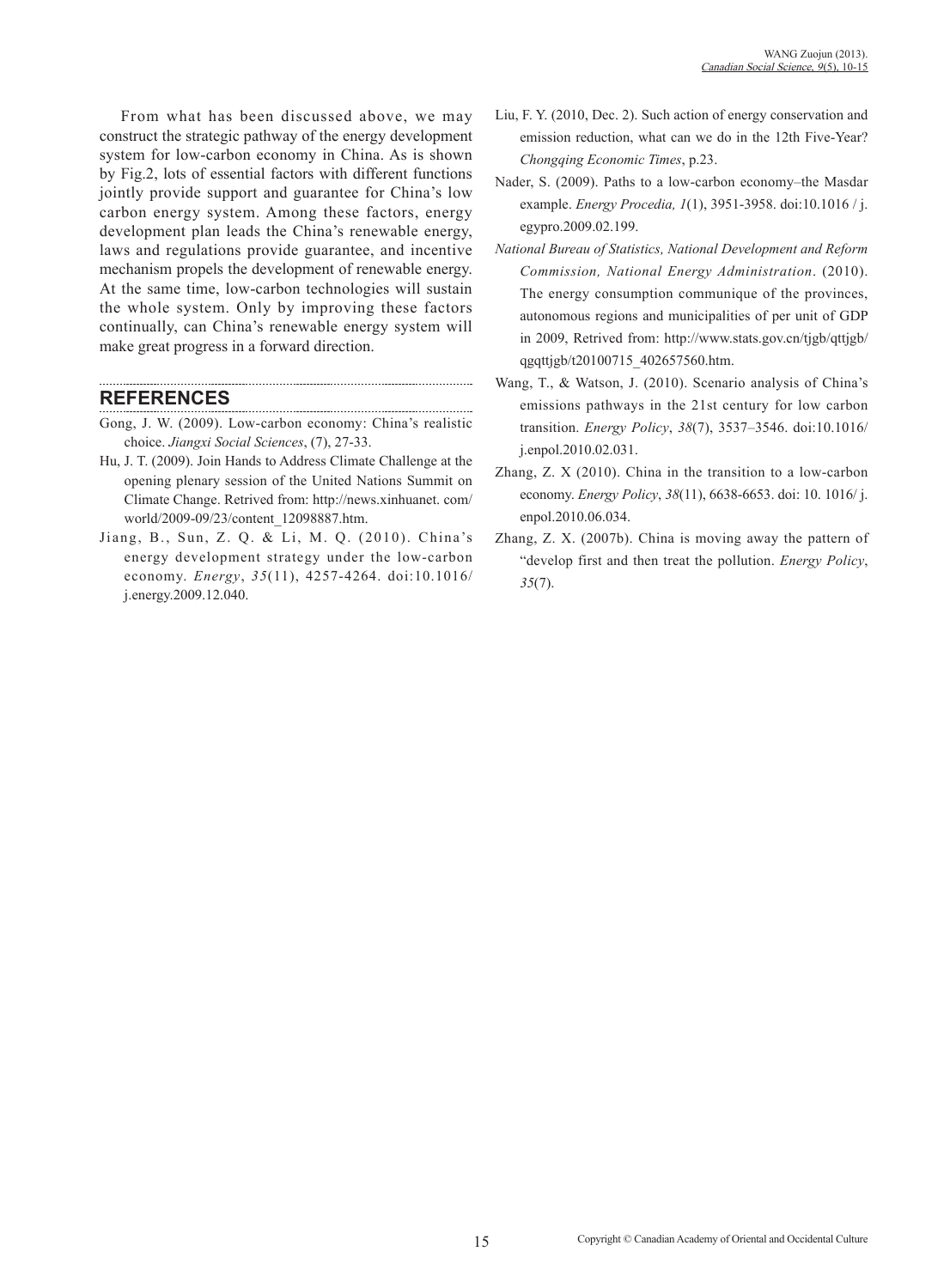From what has been discussed above, we may construct the strategic pathway of the energy development system for low-carbon economy in China. As is shown by Fig.2, lots of essential factors with different functions jointly provide support and guarantee for China's low carbon energy system. Among these factors, energy development plan leads the China's renewable energy, laws and regulations provide guarantee, and incentive mechanism propels the development of renewable energy. At the same time, low-carbon technologies will sustain the whole system. Only by improving these factors continually, can China's renewable energy system will make great progress in a forward direction.

## REFERENCES

Gong, J. W. (2009). Low-carbon economy: China's realistic choice. *Jiangxi Social Sciences*, (7), 27-33.

Hu, J. T. (2009). Join Hands to Address Climate Challenge at the opening plenary session of the United Nations Summit on Climate Change. Retrived from: http://news.xinhuanet.com/world/2009-09/23/content_12098887.htm.

Jiang, B., Sun, Z. Q. & Li, M. Q. (2010). China's energy development strategy under the low-carbon economy. *Energy*, *35*(11), 4257-4264. doi:10.1016/j.energy.2009.12.040.

Liu, F. Y. (2010, Dec. 2). Such action of energy conservation and emission reduction, what can we do in the 12th Five-Year? *Chongqing Economic Times*, p.23.

Nader, S. (2009). Paths to a low-carbon economy–the Masdar example. *Energy Procedia, 1*(1), 3951-3958. doi:10.1016 / j.egypro.2009.02.199.

*National Bureau of Statistics, National Development and Reform Commission, National Energy Administration*. (2010). The energy consumption communique of the provinces, autonomous regions and municipalities of per unit of GDP in 2009, Retrived from: http://www.stats.gov.cn/tjgb/qttjgb/qgqttjgb/t20100715_402657560.htm.

Wang, T., & Watson, J. (2010). Scenario analysis of China's emissions pathways in the 21st century for low carbon transition. *Energy Policy*, *38*(7), 3537–3546. doi:10.1016/j.enpol.2010.02.031.

Zhang, Z. X (2010). China in the transition to a low-carbon economy. *Energy Policy*, *38*(11), 6638-6653. doi: 10. 1016/ j.enpol.2010.06.034.

Zhang, Z. X. (2007b). China is moving away the pattern of "develop first and then treat the pollution. *Energy Policy*, *35*(7).